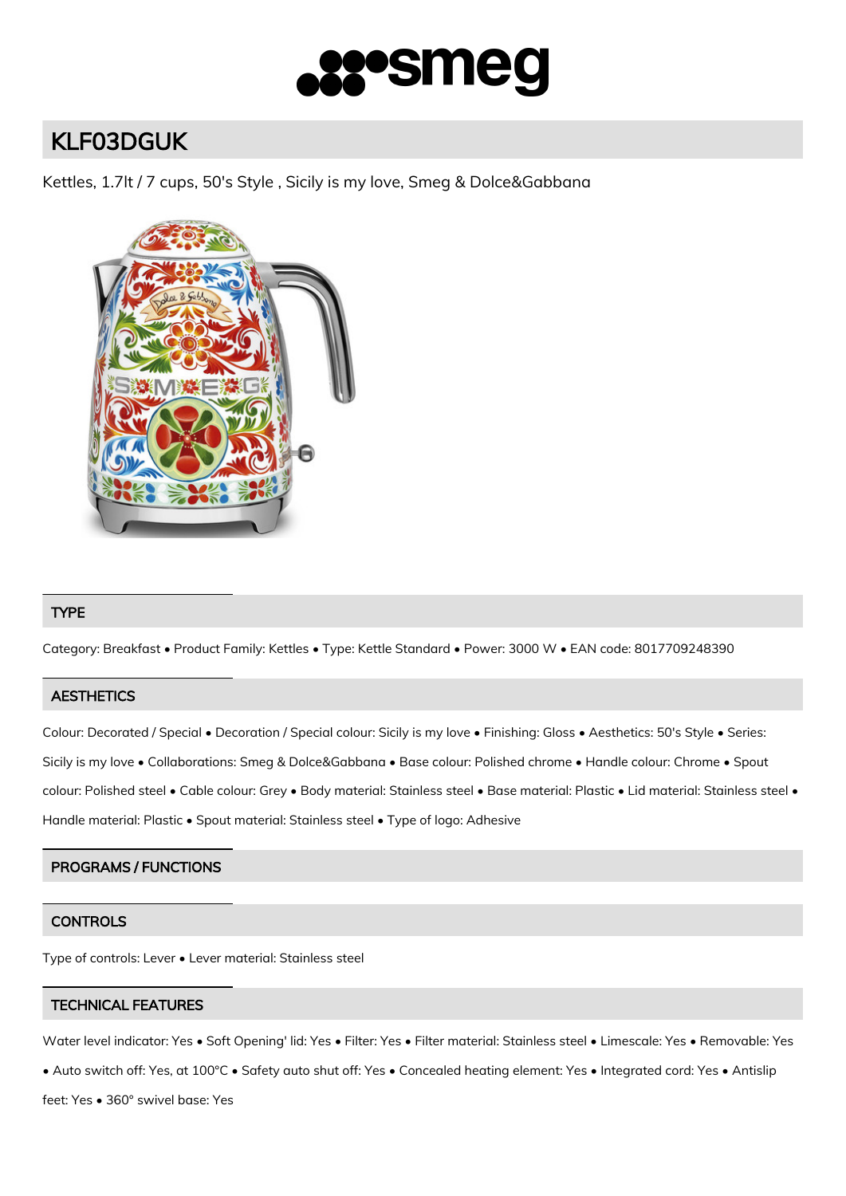# KLF03DGUK

Kettles, 1.7lt / 7 cups, 50's Style , Sicily is my love, Smeg & Dolce&Gabbana

## TYPE

Category: Breakfast • Product Family: Kettles • Type: Kettle Standard • Power: 3000 W • EAN code: 8017709248390

## AESTHETICS

Colour: Decorated / Special • Decoration / Special colour: Sicily is my love • Finishing: Gloss • Aesthetics: 50's Style • Series: Sicily is my love • Collaborations: Smeg & Dolce&Gabbana • Base colour: Polished chrome • Handle colour: Chrome • Spout colour: Polished steel • Cable colour: Grey • Body material: Stainless steel • Base material: Plastic • Lid material: Stainless steel • Handle material: Plastic • Spout material: Stainless steel • Type of logo: Adhesive

## PROGRAMS / FUNCTIONS

## CONTROLS

Type of controls: Lever • Lever material: Stainless steel

## TECHNICAL FEATURES

Water level indicator: Yes • Soft Opening' lid: Yes • Filter: Yes • Filter material: Stainless steel • Limescale: Yes • Removable: Yes • Auto switch off: Yes, at 100°C • Safety auto shut off: Yes • Concealed heating element: Yes • Integrated cord: Yes • Antislip feet: Yes • 360° swivel base: Yes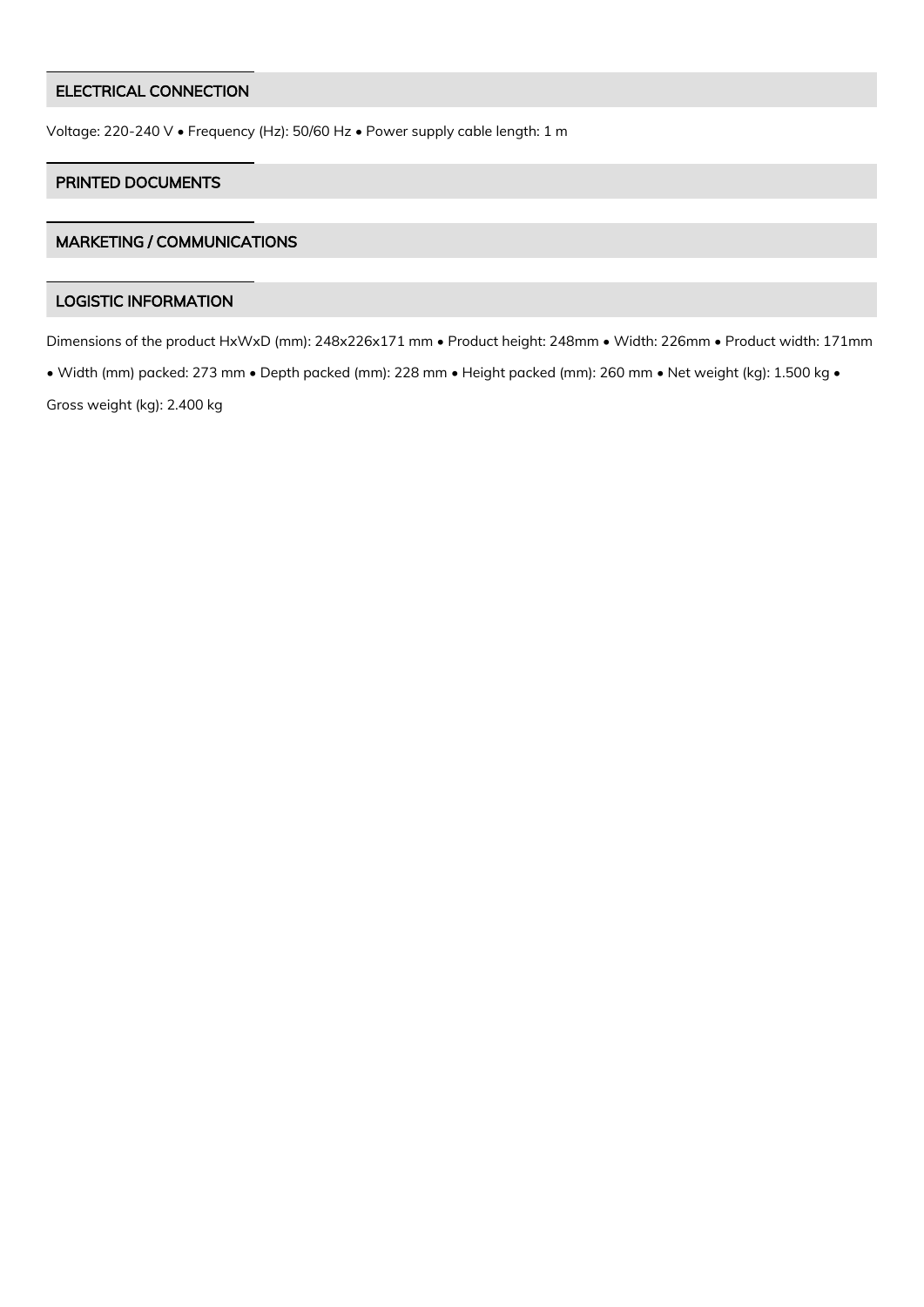## ELECTRICAL CONNECTION

Voltage: 220-240 V • Frequency (Hz): 50/60 Hz • Power supply cable length: 1 m

## PRINTED DOCUMENTS

## MARKETING / COMMUNICATIONS

## LOGISTIC INFORMATION

Dimensions of the product HxWxD (mm): 248x226x171 mm • Product height: 248mm • Width: 226mm • Product width: 171mm • Width (mm) packed: 273 mm • Depth packed (mm): 228 mm • Height packed (mm): 260 mm • Net weight (kg): 1.500 kg • Gross weight (kg): 2.400 kg